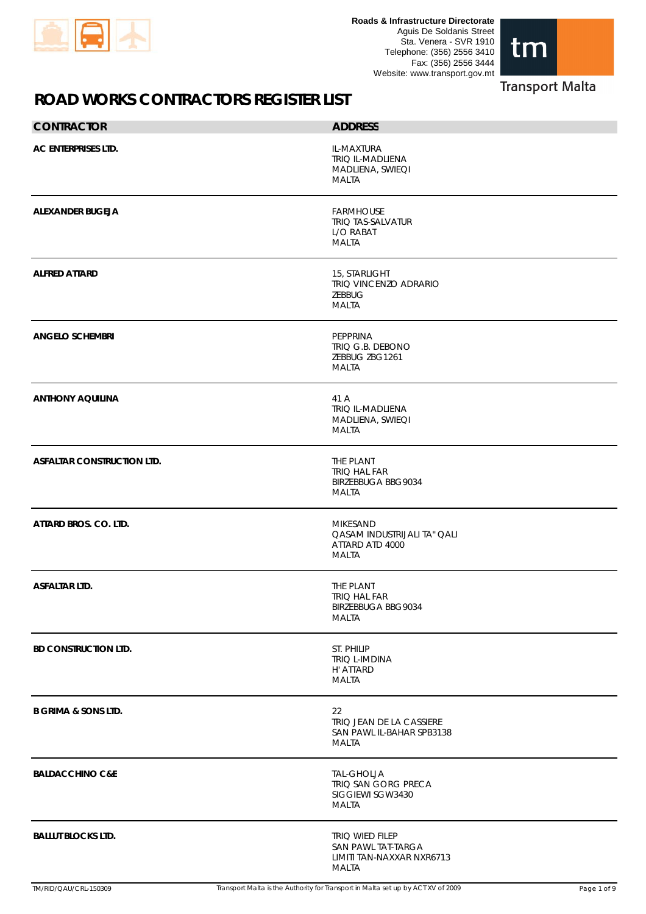Roads & Infrastructure Directorate
Aguis De Soldanis Street
Sta. Venera - SVR 1910
Telephone: (356) 2556 3410
Fax: (356) 2556 3444
Website: www.transport.gov.mt

# ROAD WORKS CONTRACTORS REGISTER LIST

| CONTRACTOR | ADDRESS |
|---|---|
| **AC ENTERPRISES LTD.** | IL-MAXTURA<br>TRIQ IL-MADLIENA<br>MADLIENA, SWIEQI<br>MALTA |
| **ALEXANDER BUGEJA** | FARMHOUSE<br>TRIQ TAS-SALVATUR<br>L/O RABAT<br>MALTA |
| **ALFRED ATTARD** | 15, STARLIGHT<br>TRIQ VINCENZO ADRARIO<br>ZEBBUG<br>MALTA |
| **ANGELO SCHEMBRI** | PEPPRINA<br>TRIQ G.B. DEBONO<br>ZEBBUG ZBG1261<br>MALTA |
| **ANTHONY AQUILINA** | 41 A<br>TRIQ IL-MADLIENA<br>MADLIENA, SWIEQI<br>MALTA |
| **ASFALTAR CONSTRUCTION LTD.** | THE PLANT<br>TRIQ HAL FAR<br>BIRZEBBUGA BBG9034<br>MALTA |
| **ATTARD BROS. CO. LTD.** | MIKESAND<br>QASAM INDUSTRIJALI TA" QALI<br>ATTARD ATD 4000<br>MALTA |
| **ASFALTAR LTD.** | THE PLANT<br>TRIQ HAL FAR<br>BIRZEBBUGA BBG9034<br>MALTA |
| **BD CONSTRUCTION LTD.** | ST. PHILIP<br>TRIQ L-IMDINA<br>H' ATTARD<br>MALTA |
| **B GRIMA & SONS LTD.** | 22<br>TRIQ JEAN DE LA CASSIERE<br>SAN PAWL IL-BAHAR SPB3138<br>MALTA |
| **BALDACCHINO C&E** | TAL-GHOLJA<br>TRIQ SAN GORG PRECA<br>SIGGIEWI SGW3430<br>MALTA |
| **BALLUT BLOCKS LTD.** | TRIQ WIED FILEP<br>SAN PAWL TAT-TARGA<br>LIMITI TAN-NAXXAR NXR6713<br>MALTA |

TM/RID/QAU/CRL-150309 Transport Malta is the Authority for Transport in Malta set up by ACT XV of 2009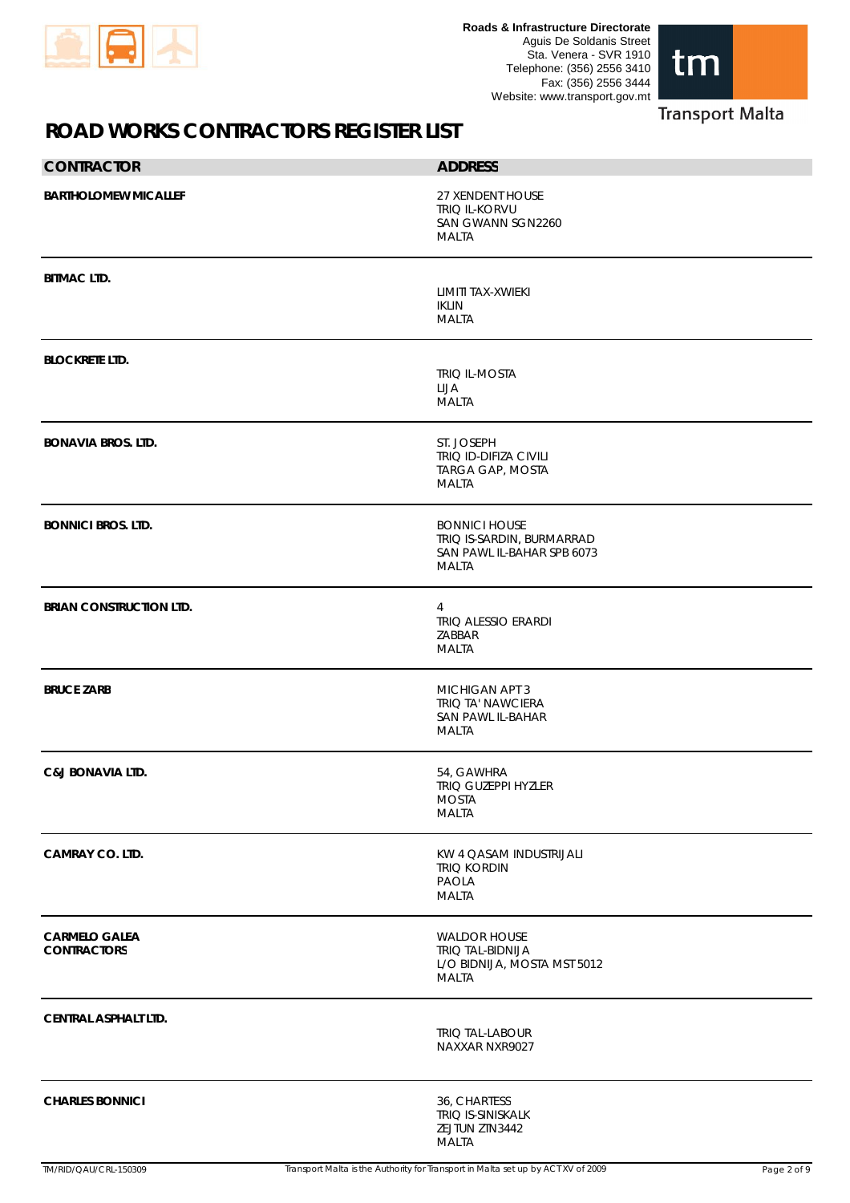# ROAD WORKS CONTRACTORS REGISTER LIST

| CONTRACTOR | ADDRESS |
|---|---|
| **BARTHOLOMEW MICALLEF** | 27 XENDENT HOUSE<br>TRIQ IL-KORVU<br>SAN GWANN SGN2260<br>MALTA |
| **BITMAC LTD.** | LIMITI TAX-XWIEKI<br>IKLIN<br>MALTA |
| **BLOCKRETE LTD.** | TRIQ IL-MOSTA<br>LIJA<br>MALTA |
| **BONAVIA BROS. LTD.** | ST. JOSEPH<br>TRIQ ID-DIFIZA CIVILI<br>TARGA GAP, MOSTA<br>MALTA |
| **BONNICI BROS. LTD.** | BONNICI HOUSE<br>TRIQ IS-SARDIN, BURMARRAD<br>SAN PAWL IL-BAHAR SPB 6073<br>MALTA |
| **BRIAN CONSTRUCTION LTD.** | 4<br>TRIQ ALESSIO ERARDI<br>ZABBAR<br>MALTA |
| **BRUCE ZARB** | MICHIGAN APT 3<br>TRIQ TA' NAWCIERA<br>SAN PAWL IL-BAHAR<br>MALTA |
| **C&J BONAVIA LTD.** | 54, GAWHRA<br>TRIQ GUZEPPI HYZLER<br>MOSTA<br>MALTA |
| **CAMRAY CO. LTD.** | KW 4 QASAM INDUSTRIJALI<br>TRIQ KORDIN<br>PAOLA<br>MALTA |
| **CARMELO GALEA CONTRACTORS** | WALDOR HOUSE<br>TRIQ TAL-BIDNIJA<br>L/O BIDNIJA, MOSTA MST 5012<br>MALTA |
| **CENTRAL ASPHALT LTD.** | TRIQ TAL-LABOUR<br>NAXXAR NXR9027 |
| **CHARLES BONNICI** | 36, CHARTESS<br>TRIQ IS-SINISKALK<br>ZEJTUN ZTN3442<br>MALTA |

TM/RID/QAU/CRL-150309

Transport Malta is the Authority for Transport in Malta set up by ACT XV of 2009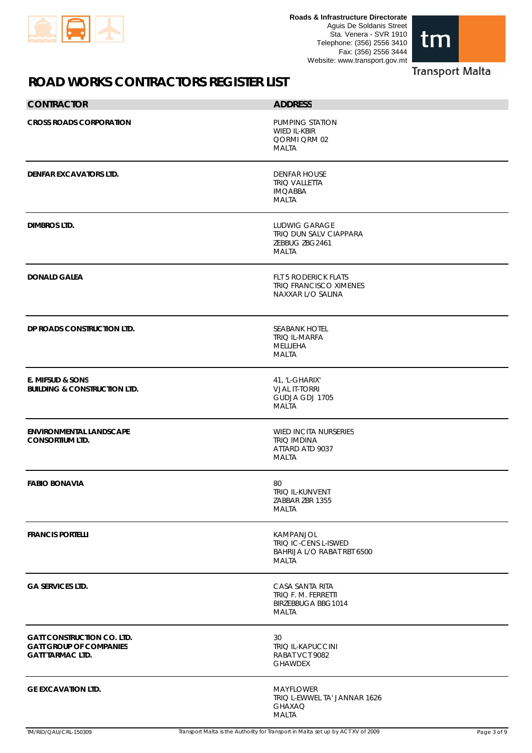Roads & Infrastructure Directorate
Aguis De Soldanis Street
Sta. Venera - SVR 1910
Telephone: (356) 2556 3410
Fax: (356) 2556 3444
Website: www.transport.gov.mt

Transport Malta

# ROAD WORKS CONTRACTORS REGISTER LIST

| CONTRACTOR | ADDRESS |
|---|---|
| **CROSS ROADS CORPORATION** | PUMPING STATION<br>WIED IL-KBIR<br>QORMI QRM 02<br>MALTA |
| **DENFAR EXCAVATORS LTD.** | DENFAR HOUSE<br>TRIQ VALLETTA<br>IMQABBA<br>MALTA |
| **DIMBROS LTD.** | LUDWIG GARAGE<br>TRIQ DUN SALV CIAPPARA<br>ZEBBUG ZBG 2461<br>MALTA |
| **DONALD GALEA** | FLT 5 RODERICK FLATS<br>TRIQ FRANCISCO XIMENES<br>NAXXAR L/O SALINA |
| **DP ROADS CONSTRUCTION LTD.** | SEABANK HOTEL<br>TRIQ IL-MARFA<br>MELLIEHA<br>MALTA |
| **E. MIFSUD & SONS<br>BUILDING & CONSTRUCTION LTD.** | 41, 'L-GHARIX'<br>VJAL IT-TORRI<br>GUDJA GDJ 1705<br>MALTA |
| **ENVIRONMENTAL LANDSCAPE<br>CONSORTIUM LTD.** | WIED INCITA NURSERIES<br>TRIQ IMDINA<br>ATTARD ATD 9037<br>MALTA |
| **FABIO BONAVIA** | 80<br>TRIQ IL-KUNVENT<br>ZABBAR ZBR 1355<br>MALTA |
| **FRANCIS PORTELLI** | KAMPANJOL<br>TRIQ IC-CENS L-ISWED<br>BAHRIJA L/O RABAT RBT 6500<br>MALTA |
| **GA SERVICES LTD.** | CASA SANTA RITA<br>TRIQ F. M. FERRETTI<br>BIRZEBBUGA BBG 1014<br>MALTA |
| **GATT CONSTRUCTION CO. LTD.<br>GATT GROUP OF COMPANIES<br>GATT TARMAC LTD.** | 30<br>TRIQ IL-KAPUCCINI<br>RABAT VCT 9082<br>GHAWDEX |
| **GE EXCAVATION LTD.** | MAYFLOWER<br>TRIQ L-EWWEL TA' JANNAR 1626<br>GHAXAQ<br>MALTA |

TM/RID/QAU/CRL-150309 — Transport Malta is the Authority for Transport in Malta set up by ACT XV of 2009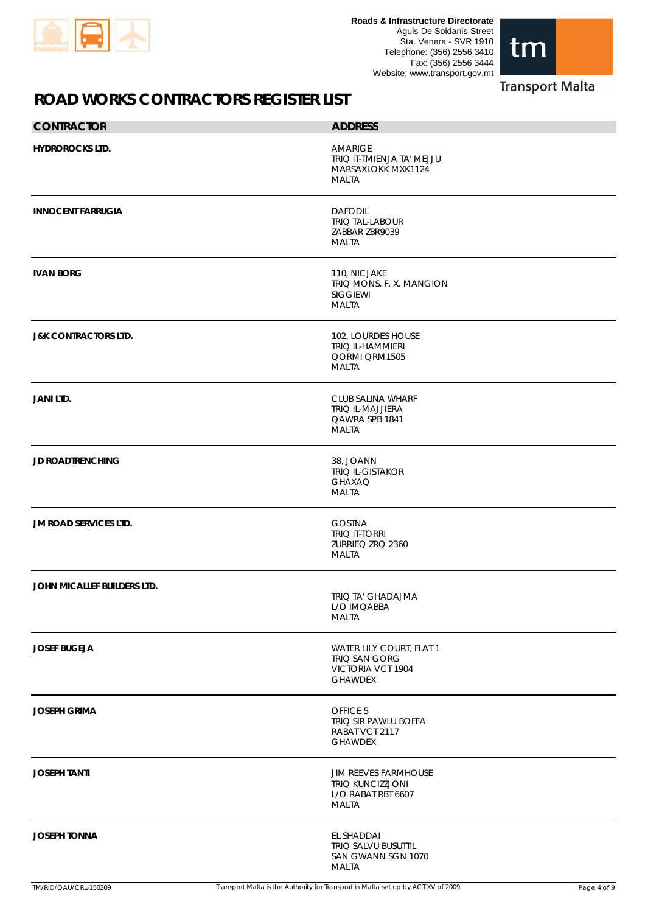# ROAD WORKS CONTRACTORS REGISTER LIST

| CONTRACTOR | ADDRESS |
|---|---|
| **HYDROROCKS LTD.** | AMARIGE<br>TRIQ IT-TMIENJA TA' MEJJU<br>MARSAXLOKK MXK1124<br>MALTA |
| **INNOCENT FARRUGIA** | DAFODIL<br>TRIQ TAL-LABOUR<br>ZABBAR ZBR9039<br>MALTA |
| **IVAN BORG** | 110, NICJAKE<br>TRIQ MONS. F. X. MANGION<br>SIGGIEWI<br>MALTA |
| **J&K CONTRACTORS LTD.** | 102, LOURDES HOUSE<br>TRIQ IL-HAMMIERI<br>QORMI QRM1505<br>MALTA |
| **JANI LTD.** | CLUB SALINA WHARF<br>TRIQ IL-MAJJIERA<br>QAWRA SPB 1841<br>MALTA |
| **JD ROADTRENCHING** | 38, JOANN<br>TRIQ IL-GISTAKOR<br>GHAXAQ<br>MALTA |
| **JM ROAD SERVICES LTD.** | GOSTNA<br>TRIQ IT-TORRI<br>ZURRIEQ ZRQ 2360<br>MALTA |
| **JOHN MICALLEF BUILDERS LTD.** | TRIQ TA' GHADAJMA<br>L/O IMQABBA<br>MALTA |
| **JOSEF BUGEJA** | WATER LILY COURT, FLAT 1<br>TRIQ SAN GORG<br>VICTORIA VCT 1904<br>GHAWDEX |
| **JOSEPH GRIMA** | OFFICE 5<br>TRIQ SIR PAWLU BOFFA<br>RABAT VCT 2117<br>GHAWDEX |
| **JOSEPH TANTI** | JIM REEVES FARMHOUSE<br>TRIQ KUNCIZZJONI<br>L/O RABAT RBT 6607<br>MALTA |
| **JOSEPH TONNA** | EL SHADDAI<br>TRIQ SALVU BUSUTTIL<br>SAN GWANN SGN 1070<br>MALTA |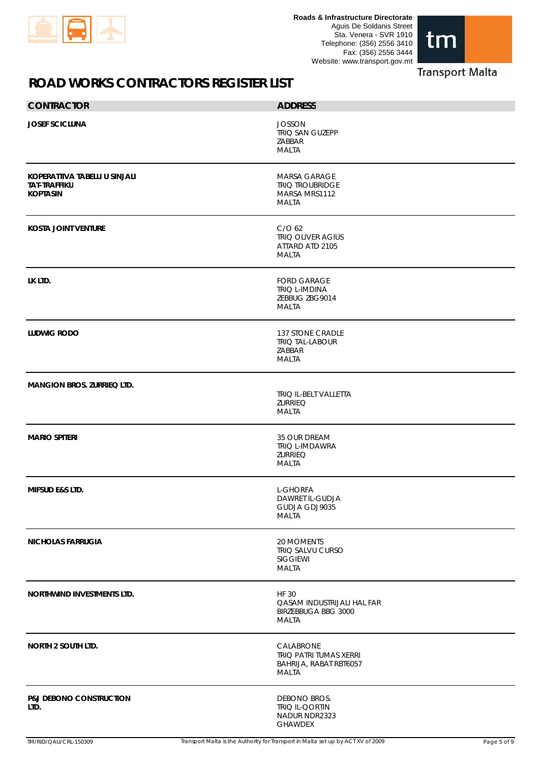# ROAD WORKS CONTRACTORS REGISTER LIST

| CONTRACTOR | ADDRESS |
|---|---|
| **JOSEF SCICLUNA** | JOSSON<br>TRIQ SAN GUZEPP<br>ZABBAR<br>MALTA |
| **KOPERATTIVA TABELLI U SINJALI TAT-TRAFFIKU KOPTASIN** | MARSA GARAGE<br>TRIQ TROUBRIDGE<br>MARSA MRS1112<br>MALTA |
| **KOSTA JOINT VENTURE** | C/O 62<br>TRIQ OLIVER AGIUS<br>ATTARD ATD 2105<br>MALTA |
| **LK LTD.** | FORD GARAGE<br>TRIQ L-IMDINA<br>ZEBBUG ZBG9014<br>MALTA |
| **LUDWIG RODO** | 137 STONE CRADLE<br>TRIQ TAL-LABOUR<br>ZABBAR<br>MALTA |
| **MANGION BROS. ZURRIEQ LTD.** | TRIQ IL-BELT VALLETTA<br>ZURRIEQ<br>MALTA |
| **MARIO SPITERI** | 35 OUR DREAM<br>TRIQ L-IMDAWRA<br>ZURRIEQ<br>MALTA |
| **MIFSUD E&S LTD.** | L-GHORFA<br>DAWRET IL-GUDJA<br>GUDJA GDJ9035<br>MALTA |
| **NICHOLAS FARRUGIA** | 20 MOMENTS<br>TRIQ SALVU CURSO<br>SIGGIEWI<br>MALTA |
| **NORTHWIND INVESTMENTS LTD.** | HF 30<br>QASAM INDUSTRIJALI HAL FAR<br>BIRZEBBUGA BBG 3000<br>MALTA |
| **NORTH 2 SOUTH LTD.** | CALABRONE<br>TRIQ PATRI TUMAS XERRI<br>BAHRIJA, RABAT RBT6057<br>MALTA |
| **P&J DEBONO CONSTRUCTION LTD.** | DEBONO BROS.<br>TRIQ IL-QORTIN<br>NADUR NDR2323<br>GHAWDEX |

TM/RID/QAU/CRL-150309

Transport Malta is the Authority for Transport in Malta set up by ACT XV of 2009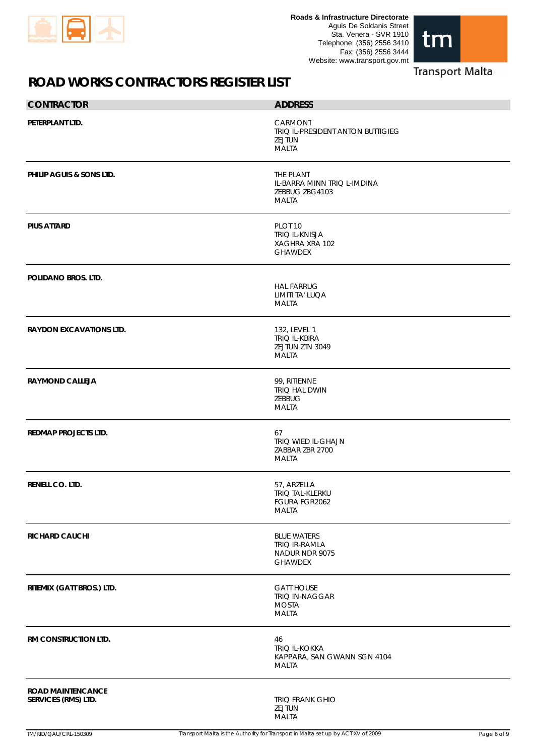# ROAD WORKS CONTRACTORS REGISTER LIST

| CONTRACTOR | ADDRESS |
|---|---|
| **PETERPLANT LTD.** | CARMONT<br>TRIQ IL-PRESIDENT ANTON BUTTIGIEG<br>ZEJTUN<br>MALTA |
| **PHILIP AGUIS & SONS LTD.** | THE PLANT<br>IL-BARRA MINN TRIQ L-IMDINA<br>ZEBBUG ZBG4103<br>MALTA |
| **PIUS ATTARD** | PLOT 10<br>TRIQ IL-KNISJA<br>XAGHRA XRA 102<br>GHAWDEX |
| **POLIDANO BROS. LTD.** | HAL FARRUG<br>LIMITI TA' LUQA<br>MALTA |
| **RAYDON EXCAVATIONS LTD.** | 132, LEVEL 1<br>TRIQ IL-KBIRA<br>ZEJTUN ZTN 3049<br>MALTA |
| **RAYMOND CALLEJA** | 99, RITIENNE<br>TRIQ HAL DWIN<br>ZEBBUG<br>MALTA |
| **REDMAP PROJECTS LTD.** | 67<br>TRIQ WIED IL-GHAJN<br>ZABBAR ZBR 2700<br>MALTA |
| **RENELL CO. LTD.** | 57, ARZELLA<br>TRIQ TAL-KLERKU<br>FGURA FGR2062<br>MALTA |
| **RICHARD CAUCHI** | BLUE WATERS<br>TRIQ IR-RAMLA<br>NADUR NDR 9075<br>GHAWDEX |
| **RITEMIX (GATT BROS.) LTD.** | GATT HOUSE<br>TRIQ IN-NAGGAR<br>MOSTA<br>MALTA |
| **RM CONSTRUCTION LTD.** | 46<br>TRIQ IL-KOKKA<br>KAPPARA, SAN GWANN SGN 4104<br>MALTA |
| **ROAD MAINTENCANCE SERVICES (RMS) LTD.** | TRIQ FRANK GHIO<br>ZEJTUN<br>MALTA |

TM/RID/QAU/CRL-150309

Transport Malta is the Authority for Transport in Malta set up by ACT XV of 2009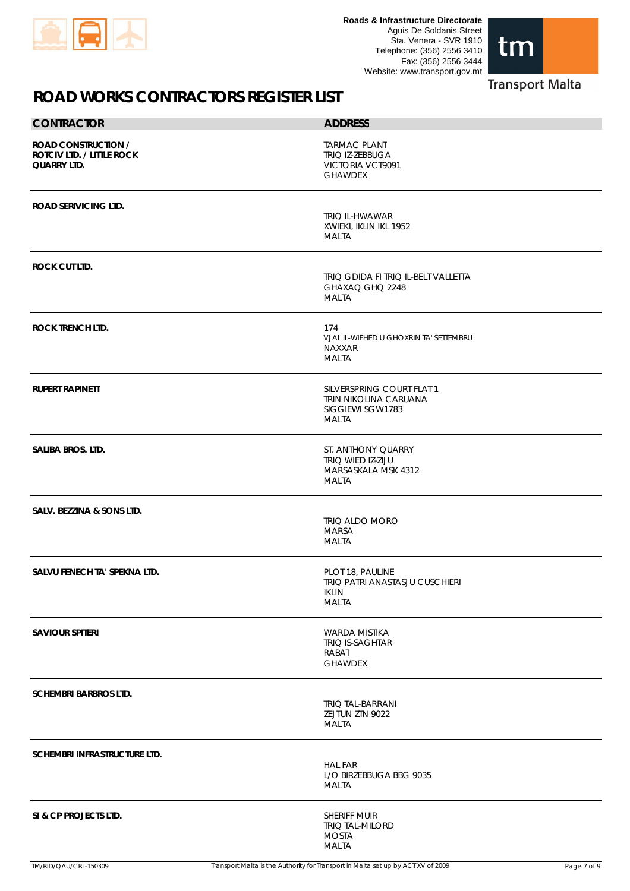# ROAD WORKS CONTRACTORS REGISTER LIST

| CONTRACTOR | ADDRESS |
| --- | --- |
| **ROAD CONSTRUCTION / ROTCIV LTD. / LITTLE ROCK QUARRY LTD.** | TARMAC PLANT<br>TRIQ IZ-ZEBBUGA<br>VICTORIA VCT9091<br>GHAWDEX |
| **ROAD SERIVICING LTD.** | TRIQ IL-HWAWAR<br>XWIEKI, IKLIN IKL 1952<br>MALTA |
| **ROCK CUT LTD.** | TRIQ GDIDA FI TRIQ IL-BELT VALLETTA<br>GHAXAQ GHQ 2248<br>MALTA |
| **ROCK TRENCH LTD.** | 174<br>VJAL IL-WIEHED U GHOXRIN TA' SETTEMBRU<br>NAXXAR<br>MALTA |
| **RUPERT RAPINETI** | SILVERSPRING COURT FLAT 1<br>TRIN NIKOLINA CARUANA<br>SIGGIEWI SGW1783<br>MALTA |
| **SALIBA BROS. LTD.** | ST. ANTHONY QUARRY<br>TRIQ WIED IZ-ZIJU<br>MARSASKALA MSK 4312<br>MALTA |
| **SALV. BEZZINA & SONS LTD.** | TRIQ ALDO MORO<br>MARSA<br>MALTA |
| **SALVU FENECH TA' SPEKNA LTD.** | PLOT 18, PAULINE<br>TRIQ PATRI ANASTASJU CUSCHIERI<br>IKLIN<br>MALTA |
| **SAVIOUR SPITERI** | WARDA MISTIKA<br>TRIQ IS-SAGHTAR<br>RABAT<br>GHAWDEX |
| **SCHEMBRI BARBROS LTD.** | TRIQ TAL-BARRANI<br>ZEJTUN ZTN 9022<br>MALTA |
| **SCHEMBRI INFRASTRUCTURE LTD.** | HAL FAR<br>L/O BIRZEBBUGA BBG 9035<br>MALTA |
| **SI & CP PROJECTS LTD.** | SHERIFF MUIR<br>TRIQ TAL-MILORD<br>MOSTA<br>MALTA |

TM/RID/QAU/CRL-150309 — Transport Malta is the Authority for Transport in Malta set up by ACT XV of 2009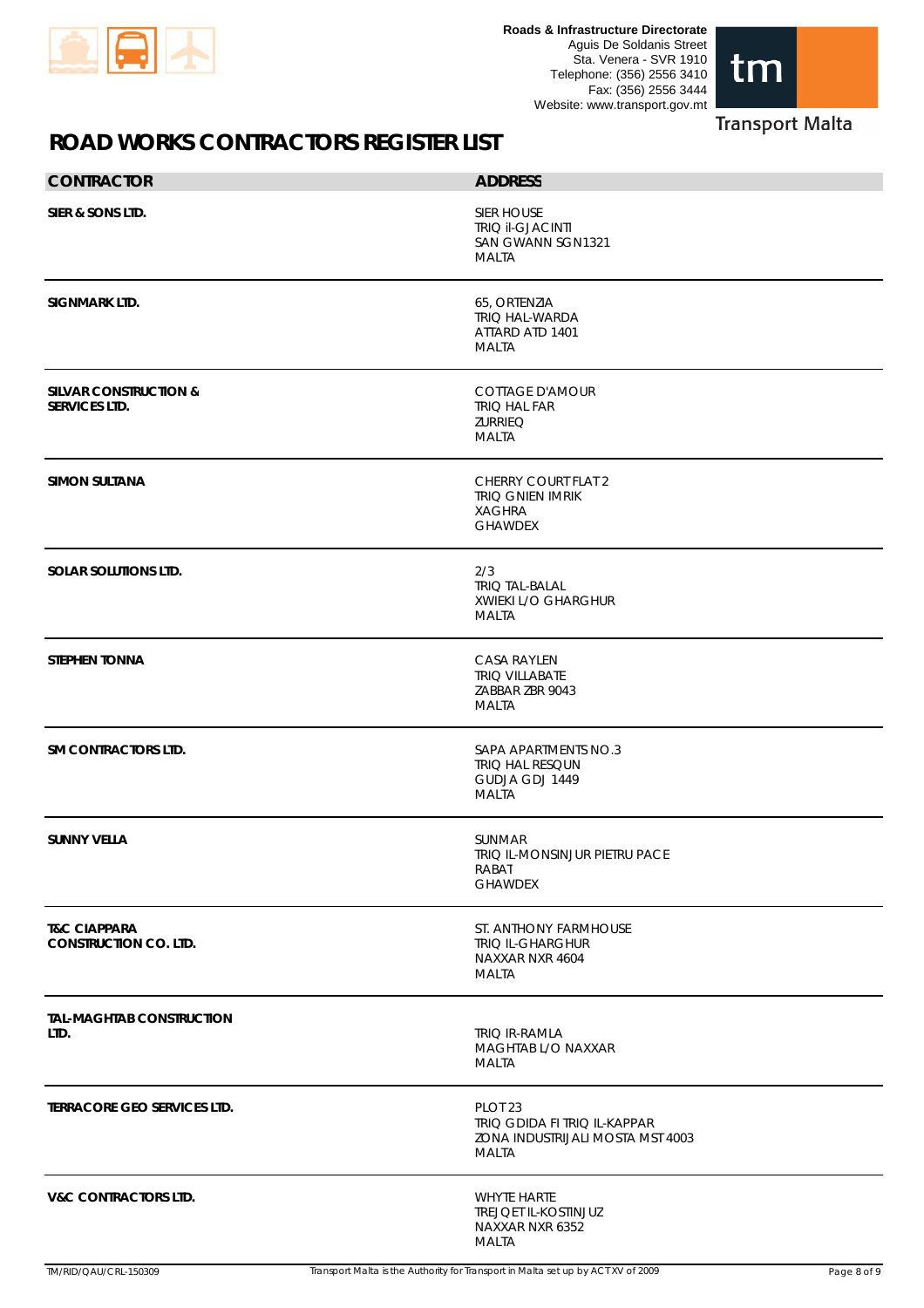# ROAD WORKS CONTRACTORS REGISTER LIST

| CONTRACTOR | ADDRESS |
|---|---|
| **SIER & SONS LTD.** | SIER HOUSE<br>TRIQ il-GJACINTI<br>SAN GWANN SGN1321<br>MALTA |
| **SIGNMARK LTD.** | 65, ORTENZIA<br>TRIQ HAL-WARDA<br>ATTARD ATD 1401<br>MALTA |
| **SILVAR CONSTRUCTION & SERVICES LTD.** | COTTAGE D'AMOUR<br>TRIQ HAL FAR<br>ZURRIEQ<br>MALTA |
| **SIMON SULTANA** | CHERRY COURT FLAT 2<br>TRIQ GNIEN IMRIK<br>XAGHRA<br>GHAWDEX |
| **SOLAR SOLUTIONS LTD.** | 2/3<br>TRIQ TAL-BALAL<br>XWIEKI L/O GHARGHUR<br>MALTA |
| **STEPHEN TONNA** | CASA RAYLEN<br>TRIQ VILLABATE<br>ZABBAR ZBR 9043<br>MALTA |
| **SM CONTRACTORS LTD.** | SAPA APARTMENTS NO.3<br>TRIQ HAL RESQUN<br>GUDJA GDJ 1449<br>MALTA |
| **SUNNY VELLA** | SUNMAR<br>TRIQ IL-MONSINJUR PIETRU PACE<br>RABAT<br>GHAWDEX |
| **T&C CIAPPARA CONSTRUCTION CO. LTD.** | ST. ANTHONY FARMHOUSE<br>TRIQ IL-GHARGHUR<br>NAXXAR NXR 4604<br>MALTA |
| **TAL-MAGHTAB CONSTRUCTION LTD.** | TRIQ IR-RAMLA<br>MAGHTAB L/O NAXXAR<br>MALTA |
| **TERRACORE GEO SERVICES LTD.** | PLOT 23<br>TRIQ GDIDA FI TRIQ IL-KAPPAR<br>ZONA INDUSTRIJALI MOSTA MST 4003<br>MALTA |
| **V&C CONTRACTORS LTD.** | WHYTE HARTE<br>TREJQET IL-KOSTINJUZ<br>NAXXAR NXR 6352<br>MALTA |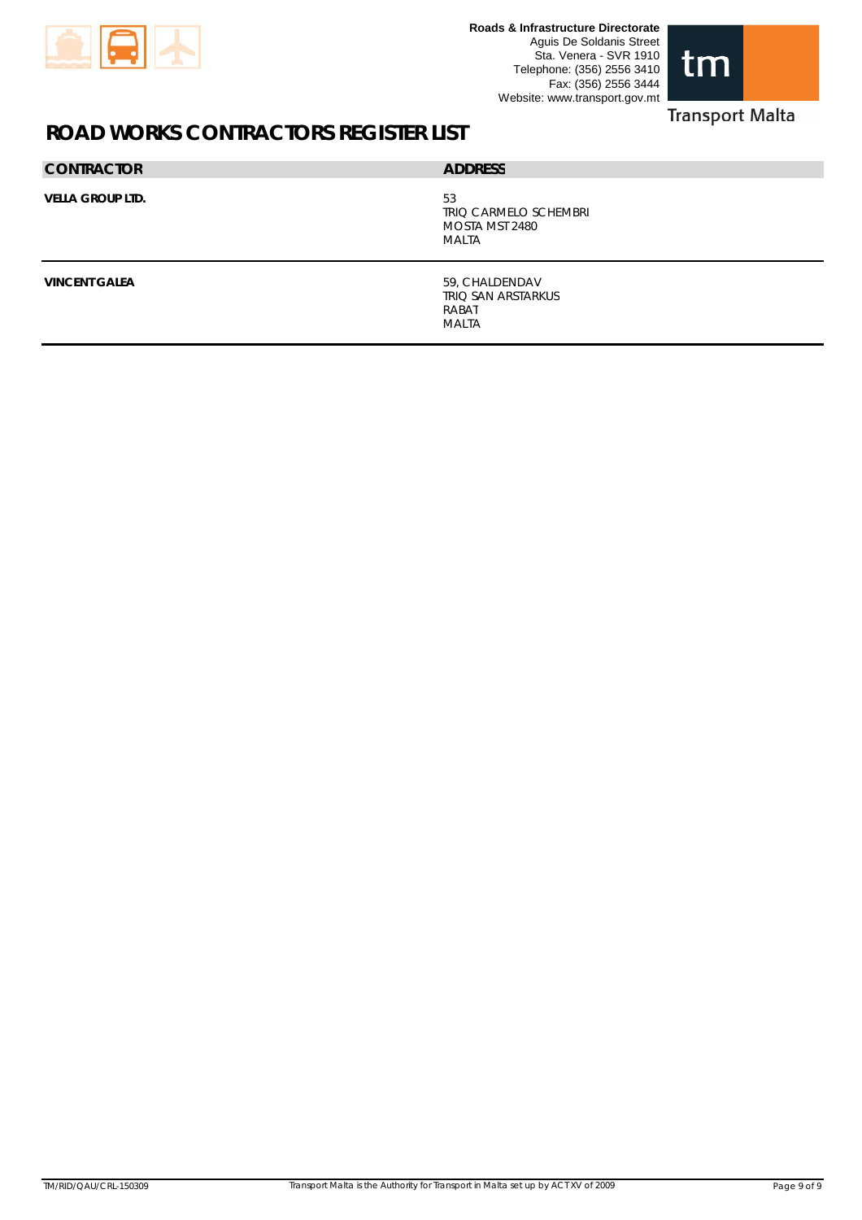Roads & Infrastructure Directorate
Aguis De Soldanis Street
Sta. Venera - SVR 1910
Telephone: (356) 2556 3410
Fax: (356) 2556 3444
Website: www.transport.gov.mt

Transport Malta

# ROAD WORKS CONTRACTORS REGISTER LIST

| CONTRACTOR | ADDRESS |
| --- | --- |
| VELLA GROUP LTD. | 53<br>TRIQ CARMELO SCHEMBRI<br>MOSTA MST 2480<br>MALTA |
| VINCENT GALEA | 59, CHALDENDAV<br>TRIQ SAN ARSTARKUS<br>RABAT<br>MALTA |

TM/RID/QAU/CRL-150309

Transport Malta is the Authority for Transport in Malta set up by ACT XV of 2009